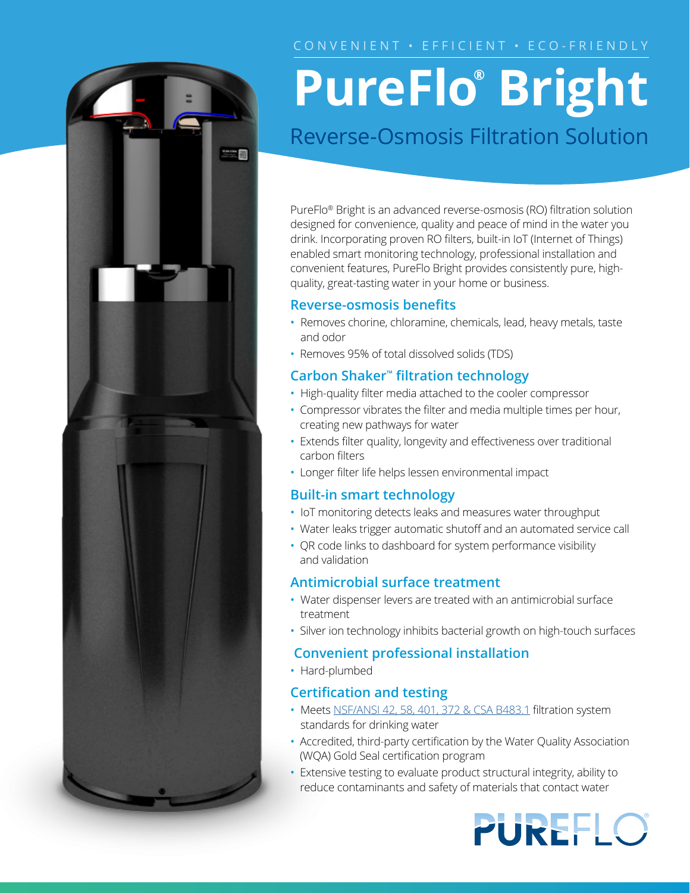CONVENIENT • EFFICIENT • ECO-FRIENDLY

# PureFlo® Bright

## Reverse-Osmosis Filtration Solution

PureFlo® Bright is an advanced reverse-osmosis (RO) filtration solution designed for convenience, quality and peace of mind in the water you drink. Incorporating proven RO filters, built-in IoT (Internet of Things) enabled smart monitoring technology, professional installation and convenient features, PureFlo Bright provides consistently pure, high-quality, great-tasting water in your home or business.

### Reverse-osmosis benefits

- Removes chorine, chloramine, chemicals, lead, heavy metals, taste and odor
- Removes 95% of total dissolved solids (TDS)

### Carbon Shaker™ filtration technology

- High-quality filter media attached to the cooler compressor
- Compressor vibrates the filter and media multiple times per hour, creating new pathways for water
- Extends filter quality, longevity and effectiveness over traditional carbon filters
- Longer filter life helps lessen environmental impact

### Built-in smart technology

- IoT monitoring detects leaks and measures water throughput
- Water leaks trigger automatic shutoff and an automated service call
- QR code links to dashboard for system performance visibility and validation

### Antimicrobial surface treatment

- Water dispenser levers are treated with an antimicrobial surface treatment
- Silver ion technology inhibits bacterial growth on high-touch surfaces

### Convenient professional installation

- Hard-plumbed

### Certification and testing

- Meets NSF/ANSI 42, 58, 401, 372 & CSA B483.1 filtration system standards for drinking water
- Accredited, third-party certification by the Water Quality Association (WQA) Gold Seal certification program
- Extensive testing to evaluate product structural integrity, ability to reduce contaminants and safety of materials that contact water

PUREFLO®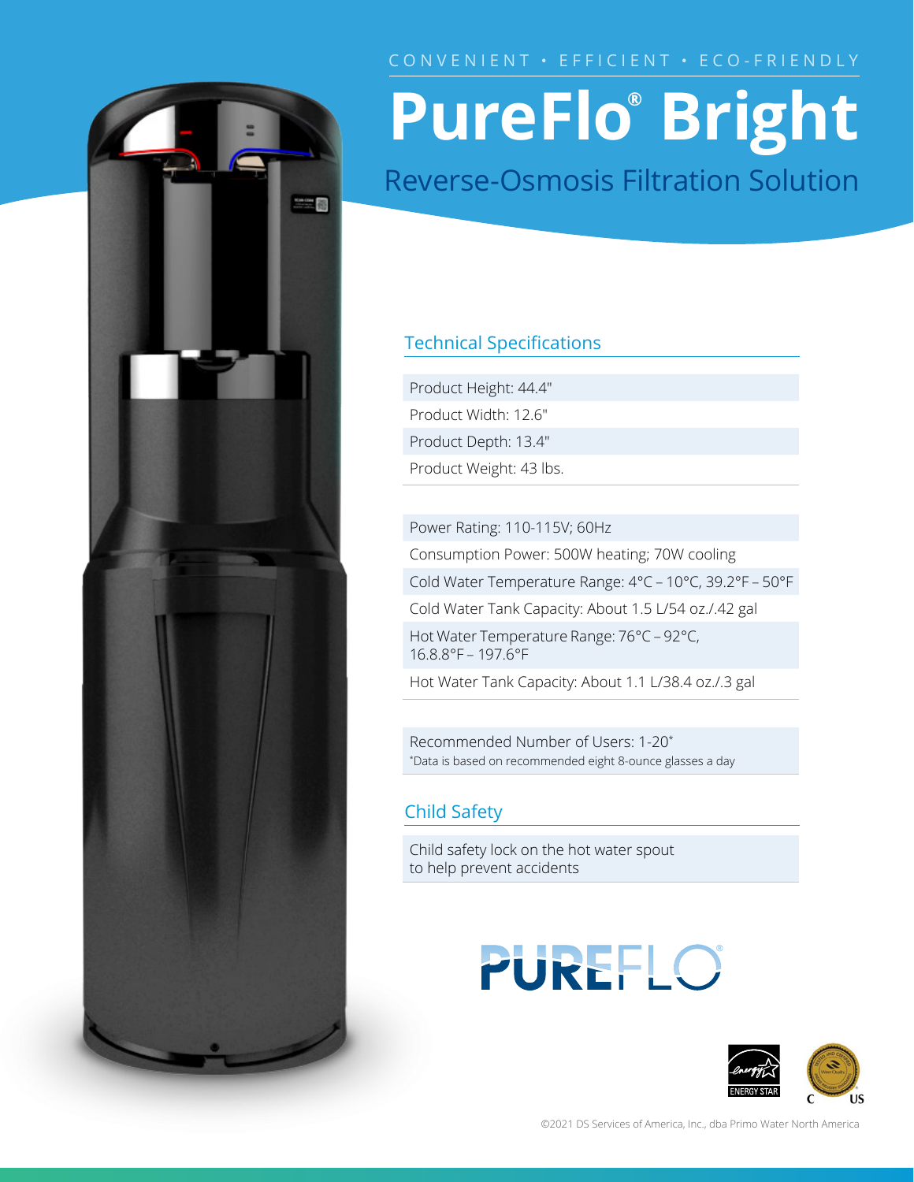CONVENIENT • EFFICIENT • ECO-FRIENDLY

# PureFlo® Bright

## Reverse-Osmosis Filtration Solution

### Technical Specifications

| |
|---|
| Product Height: 44.4" |
| Product Width: 12.6" |
| Product Depth: 13.4" |
| Product Weight: 43 lbs. |

| |
|---|
| Power Rating: 110-115V; 60Hz |
| Consumption Power: 500W heating; 70W cooling |
| Cold Water Temperature Range: 4°C – 10°C, 39.2°F – 50°F |
| Cold Water Tank Capacity: About 1.5 L/54 oz./.42 gal |
| Hot Water Temperature Range: 76°C – 92°C, 16.8.8°F – 197.6°F |
| Hot Water Tank Capacity: About 1.1 L/38.4 oz./.3 gal |

Recommended Number of Users: 1-20*
*Data is based on recommended eight 8-ounce glasses a day

### Child Safety

Child safety lock on the hot water spout to help prevent accidents

PUREFLO®

ENERGY STAR

C US

©2021 DS Services of America, Inc., dba Primo Water North America